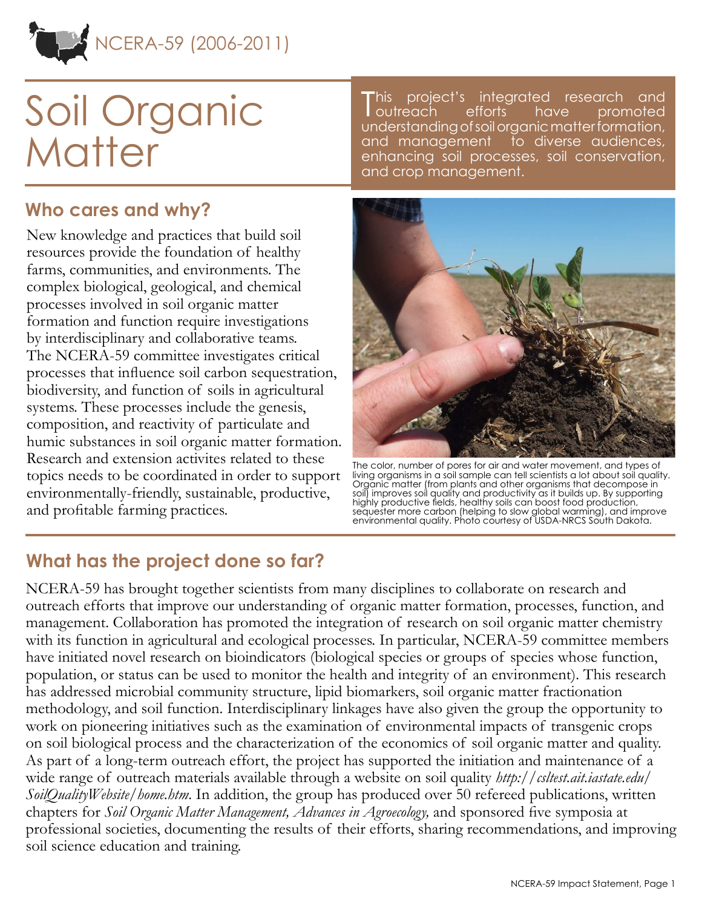NCERA-59 (2006-2011)

# Soil Organic Matter

This project's integrated research and outreach efforts have promoted understanding of soil organic matter formation, and management to diverse audiences, enhancing soil processes, soil conservation, and crop management.

## Who cares and why?

New knowledge and practices that build soil resources provide the foundation of healthy farms, communities, and environments. The complex biological, geological, and chemical processes involved in soil organic matter formation and function require investigations by interdisciplinary and collaborative teams. The NCERA-59 committee investigates critical processes that influence soil carbon sequestration, biodiversity, and function of soils in agricultural systems. These processes include the genesis, composition, and reactivity of particulate and humic substances in soil organic matter formation. Research and extension activites related to these topics needs to be coordinated in order to support environmentally-friendly, sustainable, productive, and profitable farming practices.

The color, number of pores for air and water movement, and types of living organisms in a soil sample can tell scientists a lot about soil quality. Organic matter (from plants and other organisms that decompose in soil) improves soil quality and productivity as it builds up. By supporting highly productive fields, healthy soils can boost food production, sequester more carbon (helping to slow global warming), and improve environmental quality. Photo courtesy of USDA-NRCS South Dakota.

## What has the project done so far?

NCERA-59 has brought together scientists from many disciplines to collaborate on research and outreach efforts that improve our understanding of organic matter formation, processes, function, and management. Collaboration has promoted the integration of research on soil organic matter chemistry with its function in agricultural and ecological processes. In particular, NCERA-59 committee members have initiated novel research on bioindicators (biological species or groups of species whose function, population, or status can be used to monitor the health and integrity of an environment). This research has addressed microbial community structure, lipid biomarkers, soil organic matter fractionation methodology, and soil function. Interdisciplinary linkages have also given the group the opportunity to work on pioneering initiatives such as the examination of environmental impacts of transgenic crops on soil biological process and the characterization of the economics of soil organic matter and quality. As part of a long-term outreach effort, the project has supported the initiation and maintenance of a wide range of outreach materials available through a website on soil quality *http://csltest.ait.iastate.edu/SoilQualityWebsite/home.htm*. In addition, the group has produced over 50 refereed publications, written chapters for *Soil Organic Matter Management, Advances in Agroecology,* and sponsored five symposia at professional societies, documenting the results of their efforts, sharing recommendations, and improving soil science education and training.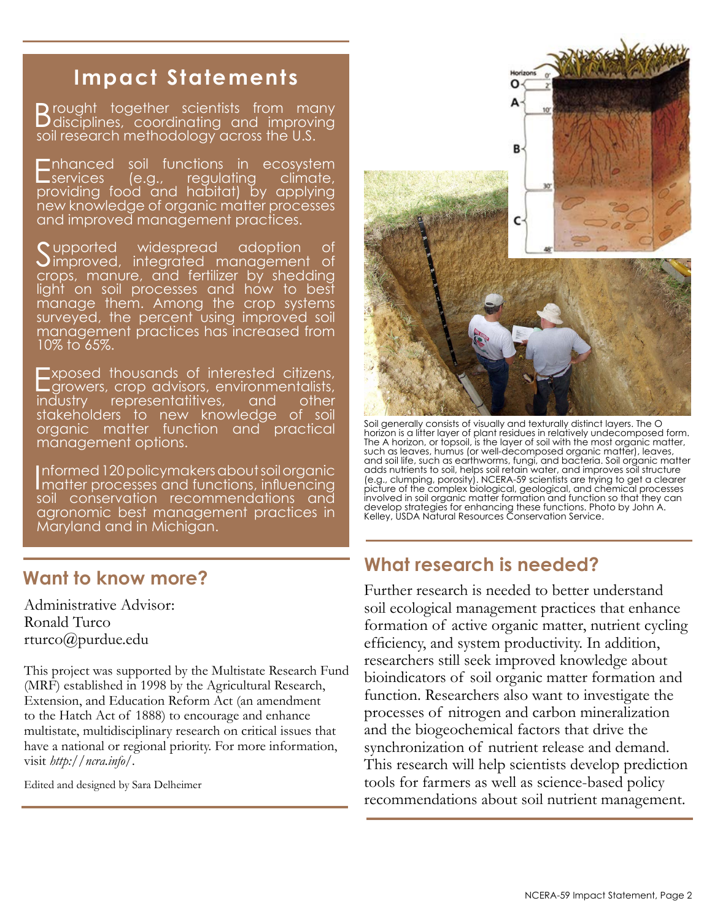## Impact Statements

Brought together scientists from many disciplines, coordinating and improving soil research methodology across the U.S.

Enhanced soil functions in ecosystem services (e.g., regulating climate, providing food and habitat) by applying new knowledge of organic matter processes and improved management practices.

Supported widespread adoption of improved, integrated management of crops, manure, and fertilizer by shedding light on soil processes and how to best manage them. Among the crop systems surveyed, the percent using improved soil management practices has increased from 10% to 65%.

Exposed thousands of interested citizens, growers, crop advisors, environmentalists, industry representatitives, and other stakeholders to new knowledge of soil organic matter function and practical management options.

Informed 120 policymakers about soil organic matter processes and functions, influencing soil conservation recommendations and agronomic best management practices in Maryland and in Michigan.

Horizons
O
A
B
C
0"
2"
10"
30"
48"

Soil generally consists of visually and texturally distinct layers. The O horizon is a litter layer of plant residues in relatively undecomposed form. The A horizon, or topsoil, is the layer of soil with the most organic matter, such as leaves, humus (or well-decomposed organic matter), leaves, and soil life, such as earthworms, fungi, and bacteria. Soil organic matter adds nutrients to soil, helps soil retain water, and improves soil structure (e.g., clumping, porosity). NCERA-59 scientists are trying to get a clearer picture of the complex biological, geological, and chemical processes involved in soil organic matter formation and function so that they can develop strategies for enhancing these functions. Photo by John A. Kelley, USDA Natural Resources Conservation Service.

## What research is needed?

Further research is needed to better understand soil ecological management practices that enhance formation of active organic matter, nutrient cycling efficiency, and system productivity. In addition, researchers still seek improved knowledge about bioindicators of soil organic matter formation and function. Researchers also want to investigate the processes of nitrogen and carbon mineralization and the biogeochemical factors that drive the synchronization of nutrient release and demand. This research will help scientists develop prediction tools for farmers as well as science-based policy recommendations about soil nutrient management.

## Want to know more?

Administrative Advisor:
Ronald Turco
rturco@purdue.edu

This project was supported by the Multistate Research Fund (MRF) established in 1998 by the Agricultural Research, Extension, and Education Reform Act (an amendment to the Hatch Act of 1888) to encourage and enhance multistate, multidisciplinary research on critical issues that have a national or regional priority. For more information, visit *http://ncra.info/*.

Edited and designed by Sara Delheimer